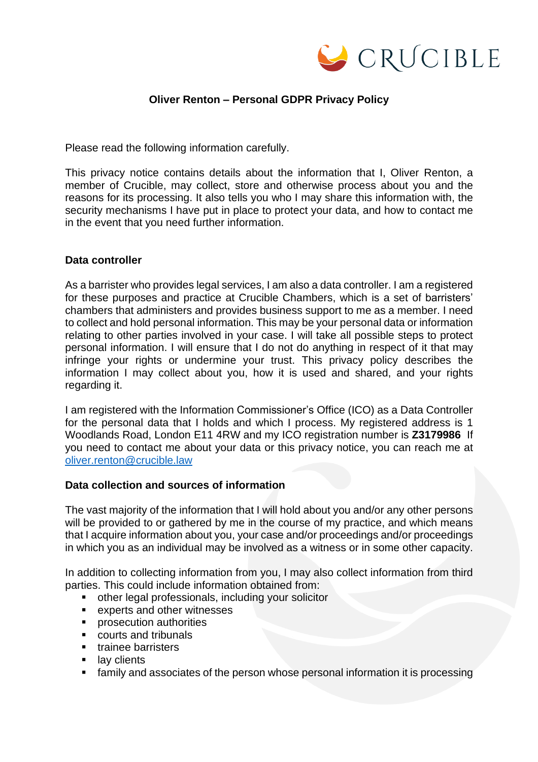# Oliver Renton – Personal GDPR Privacy Policy

Please read the following information carefully.

This privacy notice contains details about the information that I, Oliver Renton, a member of Crucible, may collect, store and otherwise process about you and the reasons for its processing. It also tells you who I may share this information with, the security mechanisms I have put in place to protect your data, and how to contact me in the event that you need further information.

## Data controller

As a barrister who provides legal services, I am also a data controller. I am a registered for these purposes and practice at Crucible Chambers, which is a set of barristers' chambers that administers and provides business support to me as a member. I need to collect and hold personal information. This may be your personal data or information relating to other parties involved in your case. I will take all possible steps to protect personal information. I will ensure that I do not do anything in respect of it that may infringe your rights or undermine your trust. This privacy policy describes the information I may collect about you, how it is used and shared, and your rights regarding it.

I am registered with the Information Commissioner's Office (ICO) as a Data Controller for the personal data that I holds and which I process. My registered address is 1 Woodlands Road, London E11 4RW and my ICO registration number is **Z3179986** If you need to contact me about your data or this privacy notice, you can reach me at oliver.renton@crucible.law

## Data collection and sources of information

The vast majority of the information that I will hold about you and/or any other persons will be provided to or gathered by me in the course of my practice, and which means that I acquire information about you, your case and/or proceedings and/or proceedings in which you as an individual may be involved as a witness or in some other capacity.

In addition to collecting information from you, I may also collect information from third parties. This could include information obtained from:

- other legal professionals, including your solicitor
- experts and other witnesses
- prosecution authorities
- courts and tribunals
- trainee barristers
- lay clients
- family and associates of the person whose personal information it is processing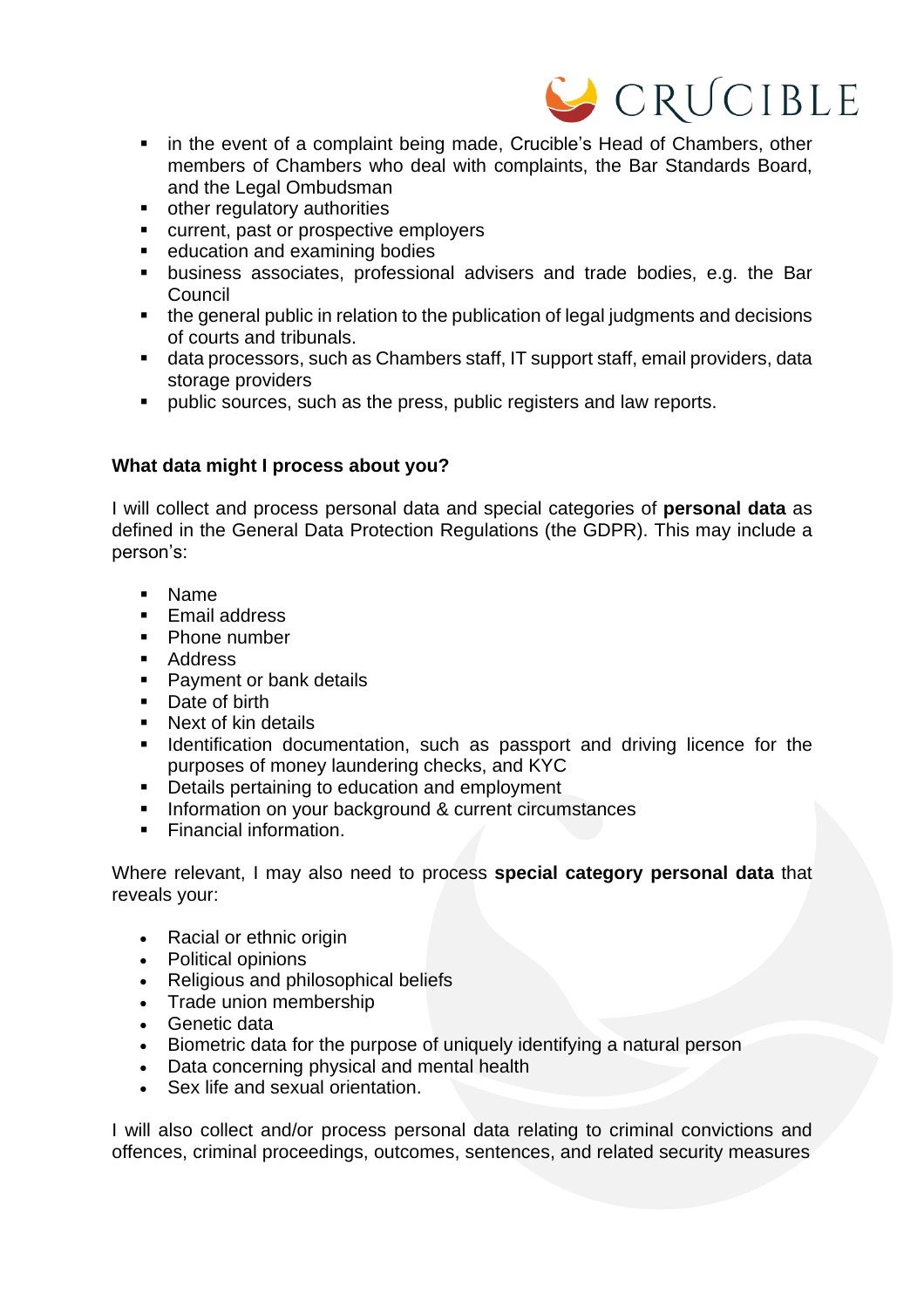- in the event of a complaint being made, Crucible's Head of Chambers, other members of Chambers who deal with complaints, the Bar Standards Board, and the Legal Ombudsman
- other regulatory authorities
- current, past or prospective employers
- education and examining bodies
- business associates, professional advisers and trade bodies, e.g. the Bar Council
- the general public in relation to the publication of legal judgments and decisions of courts and tribunals.
- data processors, such as Chambers staff, IT support staff, email providers, data storage providers
- public sources, such as the press, public registers and law reports.

**What data might I process about you?**

I will collect and process personal data and special categories of **personal data** as defined in the General Data Protection Regulations (the GDPR). This may include a person's:

- Name
- Email address
- Phone number
- Address
- Payment or bank details
- Date of birth
- Next of kin details
- Identification documentation, such as passport and driving licence for the purposes of money laundering checks, and KYC
- Details pertaining to education and employment
- Information on your background & current circumstances
- Financial information.

Where relevant, I may also need to process **special category personal data** that reveals your:

- Racial or ethnic origin
- Political opinions
- Religious and philosophical beliefs
- Trade union membership
- Genetic data
- Biometric data for the purpose of uniquely identifying a natural person
- Data concerning physical and mental health
- Sex life and sexual orientation.

I will also collect and/or process personal data relating to criminal convictions and offences, criminal proceedings, outcomes, sentences, and related security measures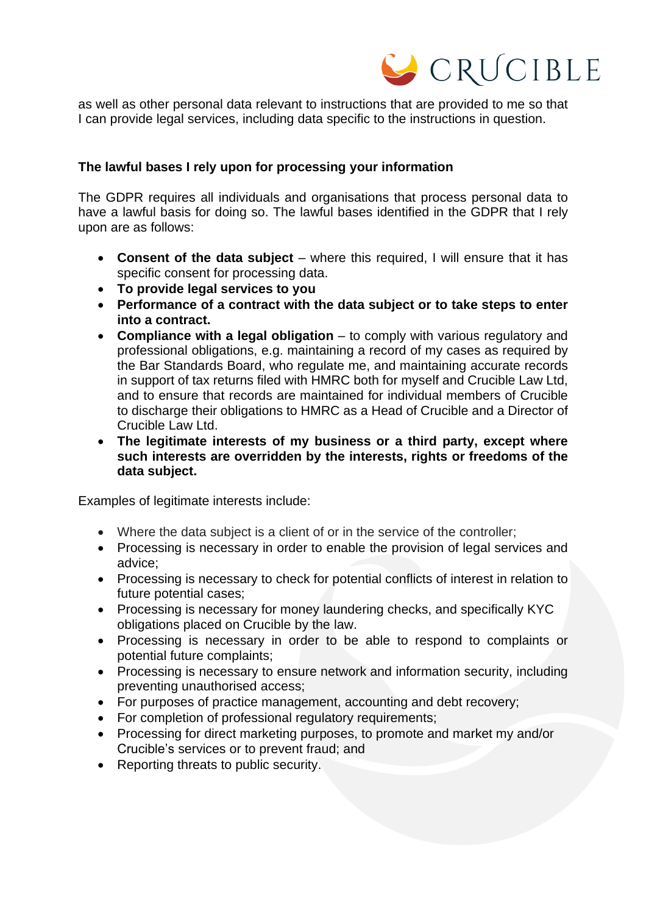as well as other personal data relevant to instructions that are provided to me so that I can provide legal services, including data specific to the instructions in question.

**The lawful bases I rely upon for processing your information**

The GDPR requires all individuals and organisations that process personal data to have a lawful basis for doing so. The lawful bases identified in the GDPR that I rely upon are as follows:

- **Consent of the data subject** – where this required, I will ensure that it has specific consent for processing data.
- **To provide legal services to you**
- **Performance of a contract with the data subject or to take steps to enter into a contract.**
- **Compliance with a legal obligation** – to comply with various regulatory and professional obligations, e.g. maintaining a record of my cases as required by the Bar Standards Board, who regulate me, and maintaining accurate records in support of tax returns filed with HMRC both for myself and Crucible Law Ltd, and to ensure that records are maintained for individual members of Crucible to discharge their obligations to HMRC as a Head of Crucible and a Director of Crucible Law Ltd.
- **The legitimate interests of my business or a third party, except where such interests are overridden by the interests, rights or freedoms of the data subject.**

Examples of legitimate interests include:

- Where the data subject is a client of or in the service of the controller;
- Processing is necessary in order to enable the provision of legal services and advice;
- Processing is necessary to check for potential conflicts of interest in relation to future potential cases;
- Processing is necessary for money laundering checks, and specifically KYC obligations placed on Crucible by the law.
- Processing is necessary in order to be able to respond to complaints or potential future complaints;
- Processing is necessary to ensure network and information security, including preventing unauthorised access;
- For purposes of practice management, accounting and debt recovery;
- For completion of professional regulatory requirements;
- Processing for direct marketing purposes, to promote and market my and/or Crucible's services or to prevent fraud; and
- Reporting threats to public security.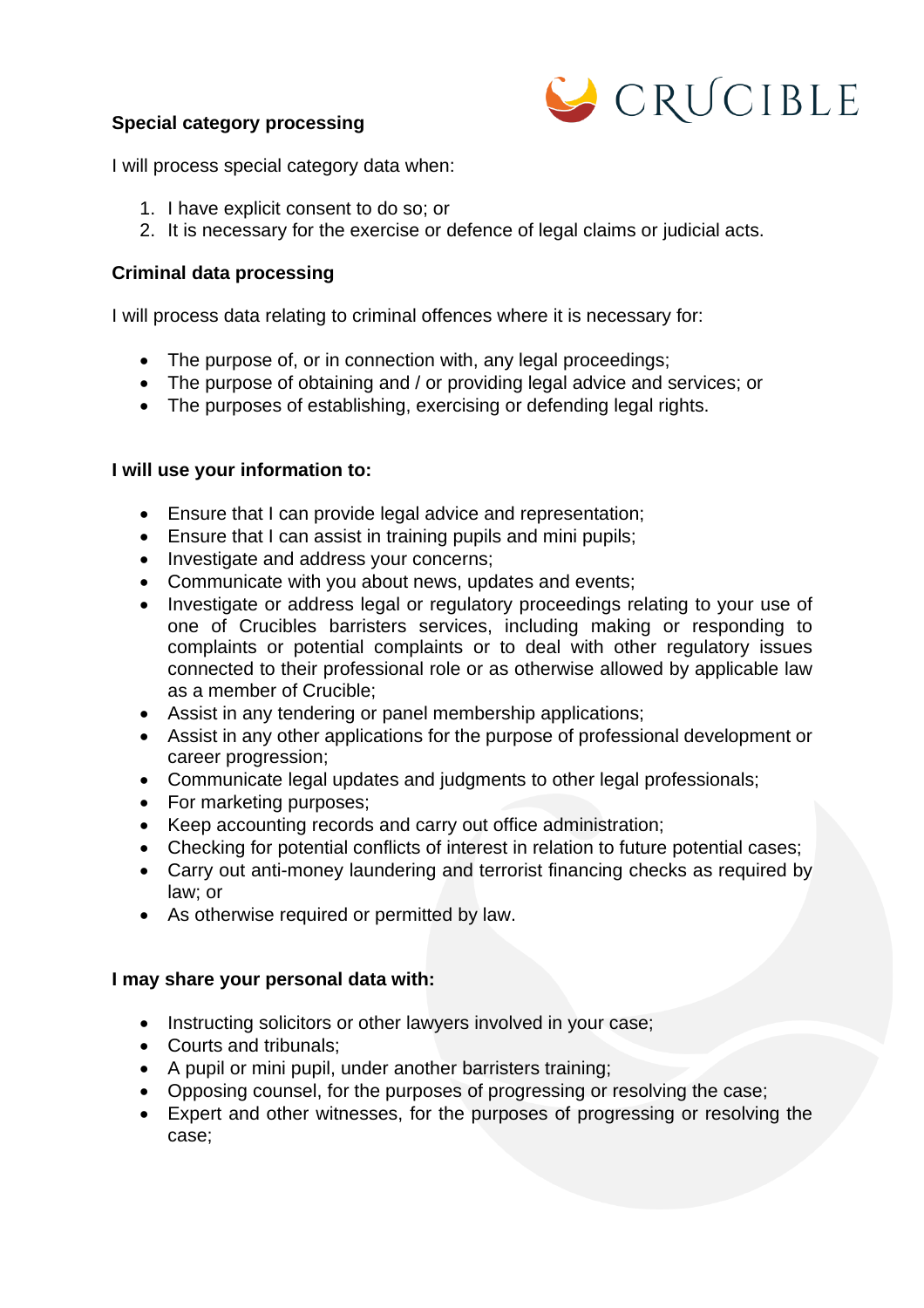**Special category processing**

I will process special category data when:

1. I have explicit consent to do so; or
2. It is necessary for the exercise or defence of legal claims or judicial acts.

**Criminal data processing**

I will process data relating to criminal offences where it is necessary for:

- The purpose of, or in connection with, any legal proceedings;
- The purpose of obtaining and / or providing legal advice and services; or
- The purposes of establishing, exercising or defending legal rights.

**I will use your information to:**

- Ensure that I can provide legal advice and representation;
- Ensure that I can assist in training pupils and mini pupils;
- Investigate and address your concerns;
- Communicate with you about news, updates and events;
- Investigate or address legal or regulatory proceedings relating to your use of one of Crucibles barristers services, including making or responding to complaints or potential complaints or to deal with other regulatory issues connected to their professional role or as otherwise allowed by applicable law as a member of Crucible;
- Assist in any tendering or panel membership applications;
- Assist in any other applications for the purpose of professional development or career progression;
- Communicate legal updates and judgments to other legal professionals;
- For marketing purposes;
- Keep accounting records and carry out office administration;
- Checking for potential conflicts of interest in relation to future potential cases;
- Carry out anti-money laundering and terrorist financing checks as required by law; or
- As otherwise required or permitted by law.

**I may share your personal data with:**

- Instructing solicitors or other lawyers involved in your case;
- Courts and tribunals;
- A pupil or mini pupil, under another barristers training;
- Opposing counsel, for the purposes of progressing or resolving the case;
- Expert and other witnesses, for the purposes of progressing or resolving the case;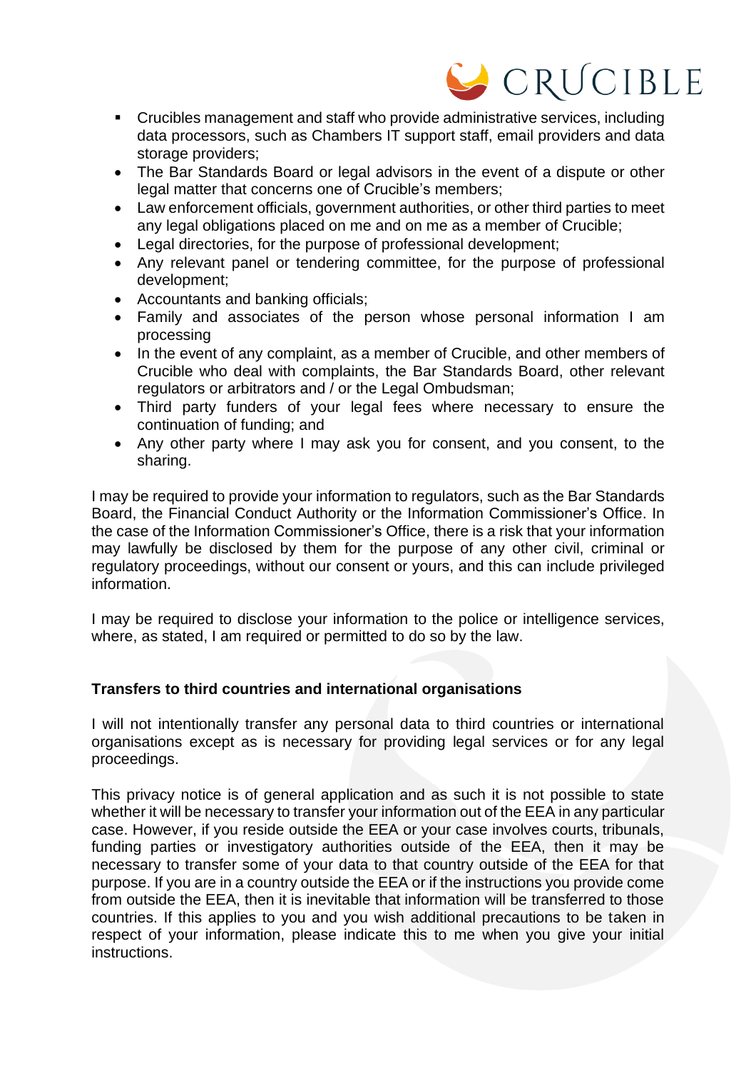- Crucibles management and staff who provide administrative services, including data processors, such as Chambers IT support staff, email providers and data storage providers;
- The Bar Standards Board or legal advisors in the event of a dispute or other legal matter that concerns one of Crucible's members;
- Law enforcement officials, government authorities, or other third parties to meet any legal obligations placed on me and on me as a member of Crucible;
- Legal directories, for the purpose of professional development;
- Any relevant panel or tendering committee, for the purpose of professional development;
- Accountants and banking officials;
- Family and associates of the person whose personal information I am processing
- In the event of any complaint, as a member of Crucible, and other members of Crucible who deal with complaints, the Bar Standards Board, other relevant regulators or arbitrators and / or the Legal Ombudsman;
- Third party funders of your legal fees where necessary to ensure the continuation of funding; and
- Any other party where I may ask you for consent, and you consent, to the sharing.

I may be required to provide your information to regulators, such as the Bar Standards Board, the Financial Conduct Authority or the Information Commissioner's Office. In the case of the Information Commissioner's Office, there is a risk that your information may lawfully be disclosed by them for the purpose of any other civil, criminal or regulatory proceedings, without our consent or yours, and this can include privileged information.

I may be required to disclose your information to the police or intelligence services, where, as stated, I am required or permitted to do so by the law.

**Transfers to third countries and international organisations**

I will not intentionally transfer any personal data to third countries or international organisations except as is necessary for providing legal services or for any legal proceedings.

This privacy notice is of general application and as such it is not possible to state whether it will be necessary to transfer your information out of the EEA in any particular case. However, if you reside outside the EEA or your case involves courts, tribunals, funding parties or investigatory authorities outside of the EEA, then it may be necessary to transfer some of your data to that country outside of the EEA for that purpose. If you are in a country outside the EEA or if the instructions you provide come from outside the EEA, then it is inevitable that information will be transferred to those countries. If this applies to you and you wish additional precautions to be taken in respect of your information, please indicate this to me when you give your initial instructions.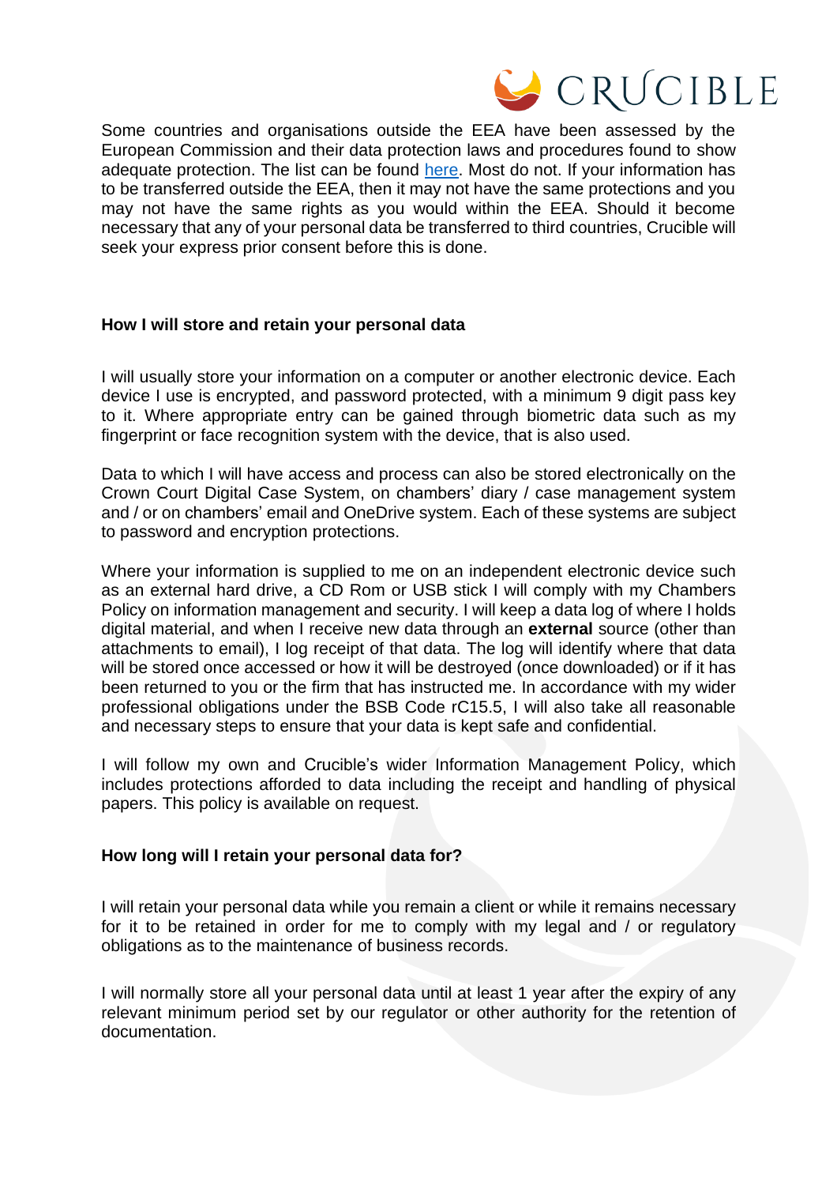Some countries and organisations outside the EEA have been assessed by the European Commission and their data protection laws and procedures found to show adequate protection. The list can be found [here](). Most do not. If your information has to be transferred outside the EEA, then it may not have the same protections and you may not have the same rights as you would within the EEA. Should it become necessary that any of your personal data be transferred to third countries, Crucible will seek your express prior consent before this is done.

### How I will store and retain your personal data

I will usually store your information on a computer or another electronic device. Each device I use is encrypted, and password protected, with a minimum 9 digit pass key to it. Where appropriate entry can be gained through biometric data such as my fingerprint or face recognition system with the device, that is also used.

Data to which I will have access and process can also be stored electronically on the Crown Court Digital Case System, on chambers' diary / case management system and / or on chambers' email and OneDrive system. Each of these systems are subject to password and encryption protections.

Where your information is supplied to me on an independent electronic device such as an external hard drive, a CD Rom or USB stick I will comply with my Chambers Policy on information management and security. I will keep a data log of where I holds digital material, and when I receive new data through an **external** source (other than attachments to email), I log receipt of that data. The log will identify where that data will be stored once accessed or how it will be destroyed (once downloaded) or if it has been returned to you or the firm that has instructed me. In accordance with my wider professional obligations under the BSB Code rC15.5, I will also take all reasonable and necessary steps to ensure that your data is kept safe and confidential.

I will follow my own and Crucible's wider Information Management Policy, which includes protections afforded to data including the receipt and handling of physical papers. This policy is available on request.

### How long will I retain your personal data for?

I will retain your personal data while you remain a client or while it remains necessary for it to be retained in order for me to comply with my legal and / or regulatory obligations as to the maintenance of business records.

I will normally store all your personal data until at least 1 year after the expiry of any relevant minimum period set by our regulator or other authority for the retention of documentation.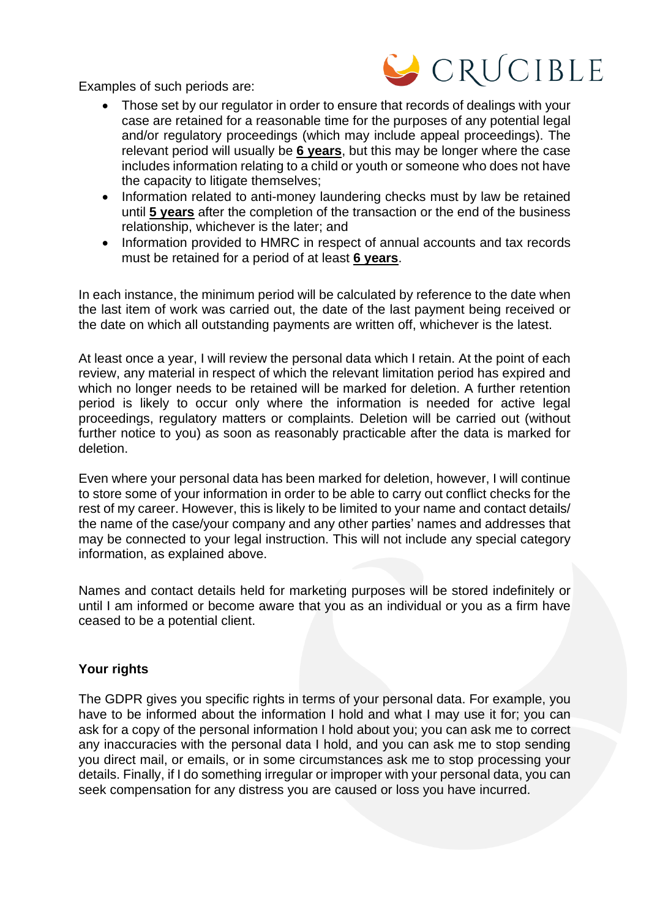Examples of such periods are:

- Those set by our regulator in order to ensure that records of dealings with your case are retained for a reasonable time for the purposes of any potential legal and/or regulatory proceedings (which may include appeal proceedings). The relevant period will usually be **6 years**, but this may be longer where the case includes information relating to a child or youth or someone who does not have the capacity to litigate themselves;
- Information related to anti-money laundering checks must by law be retained until **5 years** after the completion of the transaction or the end of the business relationship, whichever is the later; and
- Information provided to HMRC in respect of annual accounts and tax records must be retained for a period of at least **6 years**.

In each instance, the minimum period will be calculated by reference to the date when the last item of work was carried out, the date of the last payment being received or the date on which all outstanding payments are written off, whichever is the latest.

At least once a year, I will review the personal data which I retain. At the point of each review, any material in respect of which the relevant limitation period has expired and which no longer needs to be retained will be marked for deletion. A further retention period is likely to occur only where the information is needed for active legal proceedings, regulatory matters or complaints. Deletion will be carried out (without further notice to you) as soon as reasonably practicable after the data is marked for deletion.

Even where your personal data has been marked for deletion, however, I will continue to store some of your information in order to be able to carry out conflict checks for the rest of my career. However, this is likely to be limited to your name and contact details/ the name of the case/your company and any other parties' names and addresses that may be connected to your legal instruction. This will not include any special category information, as explained above.

Names and contact details held for marketing purposes will be stored indefinitely or until I am informed or become aware that you as an individual or you as a firm have ceased to be a potential client.

**Your rights**

The GDPR gives you specific rights in terms of your personal data. For example, you have to be informed about the information I hold and what I may use it for; you can ask for a copy of the personal information I hold about you; you can ask me to correct any inaccuracies with the personal data I hold, and you can ask me to stop sending you direct mail, or emails, or in some circumstances ask me to stop processing your details. Finally, if I do something irregular or improper with your personal data, you can seek compensation for any distress you are caused or loss you have incurred.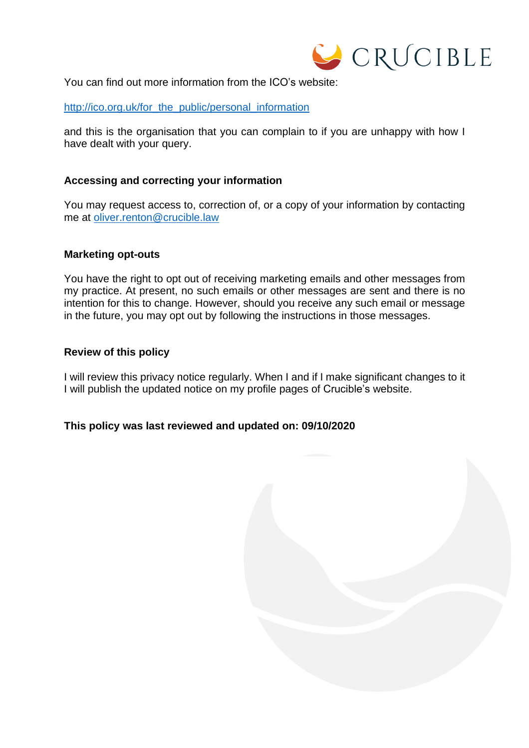You can find out more information from the ICO's website:

http://ico.org.uk/for_the_public/personal_information

and this is the organisation that you can complain to if you are unhappy with how I have dealt with your query.

### Accessing and correcting your information

You may request access to, correction of, or a copy of your information by contacting me at oliver.renton@crucible.law

### Marketing opt-outs

You have the right to opt out of receiving marketing emails and other messages from my practice. At present, no such emails or other messages are sent and there is no intention for this to change. However, should you receive any such email or message in the future, you may opt out by following the instructions in those messages.

### Review of this policy

I will review this privacy notice regularly. When I and if I make significant changes to it I will publish the updated notice on my profile pages of Crucible's website.

**This policy was last reviewed and updated on: 09/10/2020**